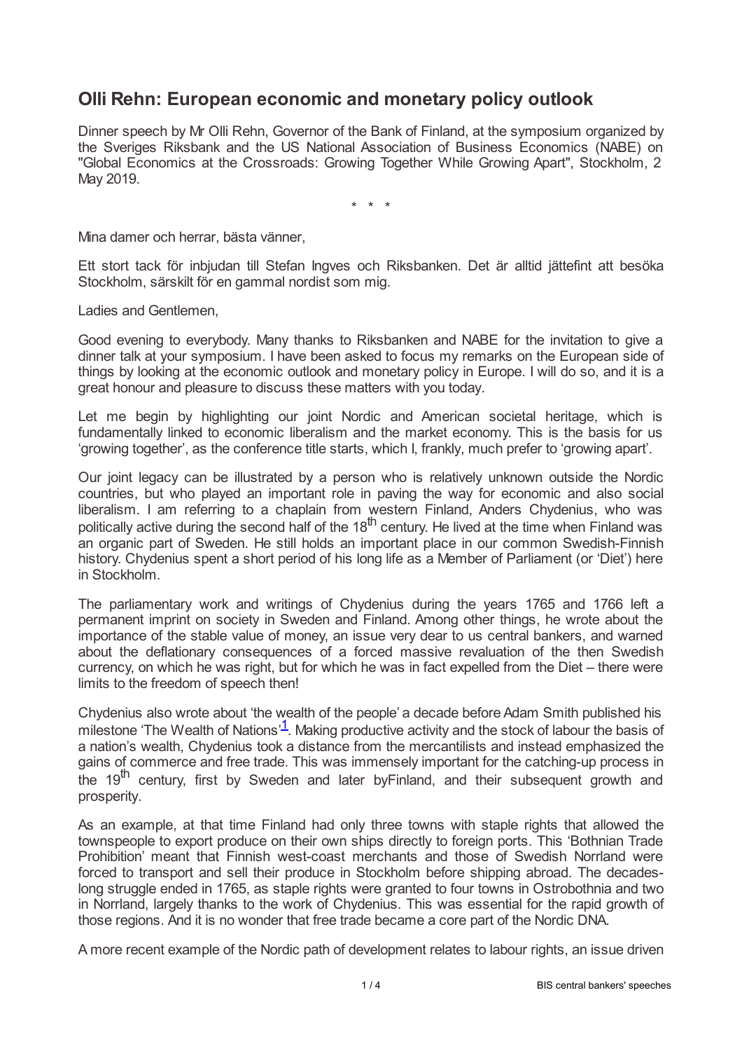## Olli Rehn: European economic and monetary policy outlook

Dinner speech by Mr Olli Rehn, Governor of the Bank of Finland, at the symposium organized by the Sveriges Riksbank and the US National Association of Business Economics (NABE) on "Global Economics at the Crossroads: Growing Together While Growing Apart", Stockholm, 2 May 2019.

\* \* \*

Mina damer och herrar, bästa vänner,

Ett stort tack för inbjudan till Stefan Ingves och Riksbanken. Det är alltid jättefint att besöka Stockholm, särskilt för en gammal nordist som mig.

Ladies and Gentlemen,

Good evening to everybody. Many thanks to Riksbanken and NABE for the invitation to give a dinner talk at your symposium. I have been asked to focus my remarks on the European side of things by looking at the economic outlook and monetary policy in Europe. I will do so, and it is a great honour and pleasure to discuss these matters with you today.

Let me begin by highlighting our joint Nordic and American societal heritage, which is fundamentally linked to economic liberalism and the market economy. This is the basis for us 'growing together', as the conference title starts, which I, frankly, much prefer to 'growing apart'.

Our joint legacy can be illustrated by a person who is relatively unknown outside the Nordic countries, but who played an important role in paving the way for economic and also social liberalism. I am referring to a chaplain from western Finland, Anders Chydenius, who was politically active during the second half of the 18th century. He lived at the time when Finland was an organic part of Sweden. He still holds an important place in our common Swedish-Finnish history. Chydenius spent a short period of his long life as a Member of Parliament (or 'Diet') here in Stockholm.

The parliamentary work and writings of Chydenius during the years 1765 and 1766 left a permanent imprint on society in Sweden and Finland. Among other things, he wrote about the importance of the stable value of money, an issue very dear to us central bankers, and warned about the deflationary consequences of a forced massive revaluation of the then Swedish currency, on which he was right, but for which he was in fact expelled from the Diet – there were limits to the freedom of speech then!

Chydenius also wrote about 'the wealth of the people' a decade before Adam Smith published his milestone 'The Wealth of Nations'[1]. Making productive activity and the stock of labour the basis of a nation's wealth, Chydenius took a distance from the mercantilists and instead emphasized the gains of commerce and free trade. This was immensely important for the catching-up process in the 19th century, first by Sweden and later byFinland, and their subsequent growth and prosperity.

As an example, at that time Finland had only three towns with staple rights that allowed the townspeople to export produce on their own ships directly to foreign ports. This 'Bothnian Trade Prohibition' meant that Finnish west-coast merchants and those of Swedish Norrland were forced to transport and sell their produce in Stockholm before shipping abroad. The decades-long struggle ended in 1765, as staple rights were granted to four towns in Ostrobothnia and two in Norrland, largely thanks to the work of Chydenius. This was essential for the rapid growth of those regions. And it is no wonder that free trade became a core part of the Nordic DNA.

A more recent example of the Nordic path of development relates to labour rights, an issue driven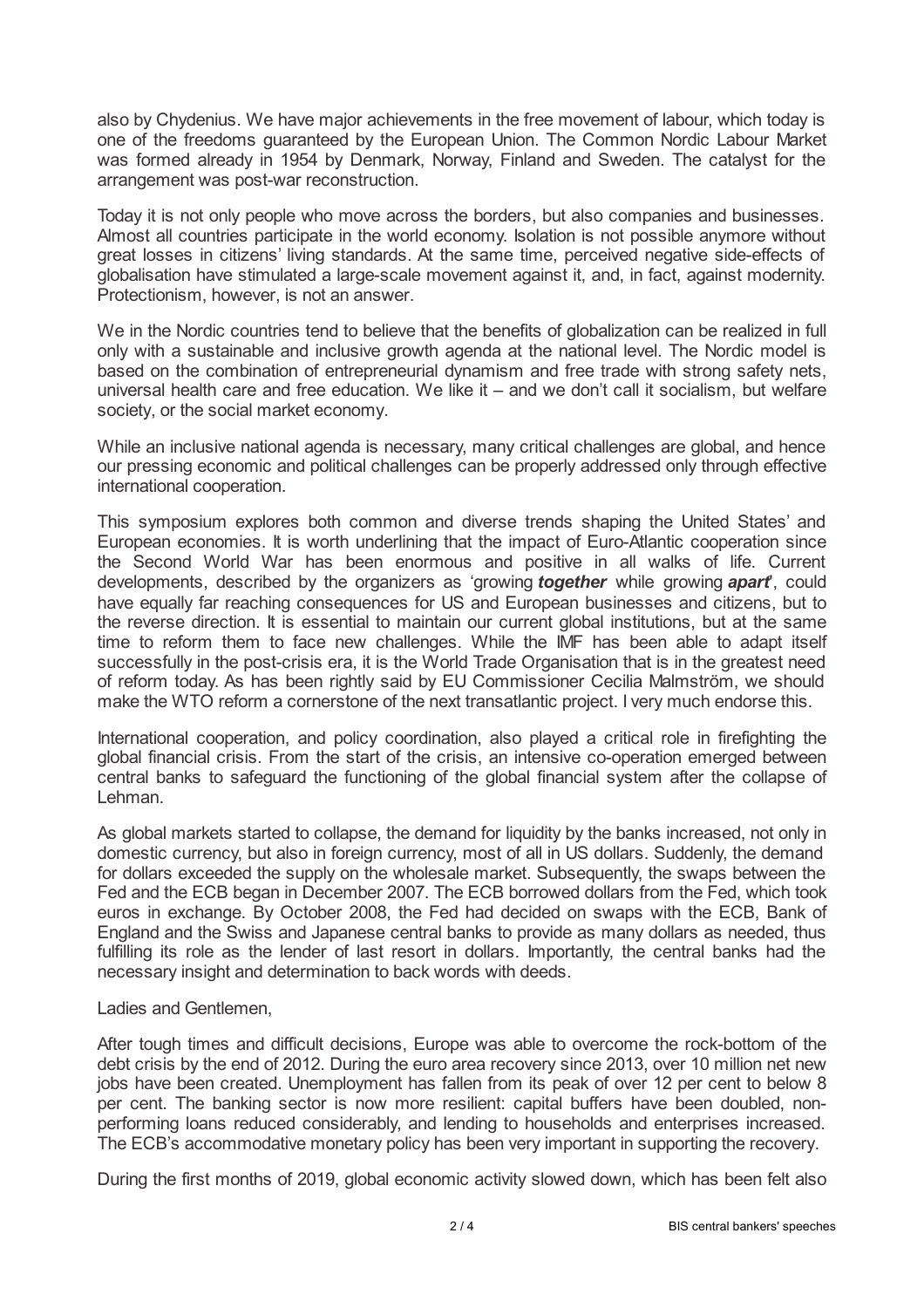also by Chydenius. We have major achievements in the free movement of labour, which today is one of the freedoms guaranteed by the European Union. The Common Nordic Labour Market was formed already in 1954 by Denmark, Norway, Finland and Sweden. The catalyst for the arrangement was post-war reconstruction.

Today it is not only people who move across the borders, but also companies and businesses. Almost all countries participate in the world economy. Isolation is not possible anymore without great losses in citizens' living standards. At the same time, perceived negative side-effects of globalisation have stimulated a large-scale movement against it, and, in fact, against modernity. Protectionism, however, is not an answer.

We in the Nordic countries tend to believe that the benefits of globalization can be realized in full only with a sustainable and inclusive growth agenda at the national level. The Nordic model is based on the combination of entrepreneurial dynamism and free trade with strong safety nets, universal health care and free education. We like it – and we don't call it socialism, but welfare society, or the social market economy.

While an inclusive national agenda is necessary, many critical challenges are global, and hence our pressing economic and political challenges can be properly addressed only through effective international cooperation.

This symposium explores both common and diverse trends shaping the United States' and European economies. It is worth underlining that the impact of Euro-Atlantic cooperation since the Second World War has been enormous and positive in all walks of life. Current developments, described by the organizers as 'growing ***together*** while growing ***apart***', could have equally far reaching consequences for US and European businesses and citizens, but to the reverse direction. It is essential to maintain our current global institutions, but at the same time to reform them to face new challenges. While the IMF has been able to adapt itself successfully in the post-crisis era, it is the World Trade Organisation that is in the greatest need of reform today. As has been rightly said by EU Commissioner Cecilia Malmström, we should make the WTO reform a cornerstone of the next transatlantic project. I very much endorse this.

International cooperation, and policy coordination, also played a critical role in firefighting the global financial crisis. From the start of the crisis, an intensive co-operation emerged between central banks to safeguard the functioning of the global financial system after the collapse of Lehman.

As global markets started to collapse, the demand for liquidity by the banks increased, not only in domestic currency, but also in foreign currency, most of all in US dollars. Suddenly, the demand for dollars exceeded the supply on the wholesale market. Subsequently, the swaps between the Fed and the ECB began in December 2007. The ECB borrowed dollars from the Fed, which took euros in exchange. By October 2008, the Fed had decided on swaps with the ECB, Bank of England and the Swiss and Japanese central banks to provide as many dollars as needed, thus fulfilling its role as the lender of last resort in dollars. Importantly, the central banks had the necessary insight and determination to back words with deeds.

Ladies and Gentlemen,

After tough times and difficult decisions, Europe was able to overcome the rock-bottom of the debt crisis by the end of 2012. During the euro area recovery since 2013, over 10 million net new jobs have been created. Unemployment has fallen from its peak of over 12 per cent to below 8 per cent. The banking sector is now more resilient: capital buffers have been doubled, non-performing loans reduced considerably, and lending to households and enterprises increased. The ECB's accommodative monetary policy has been very important in supporting the recovery.

During the first months of 2019, global economic activity slowed down, which has been felt also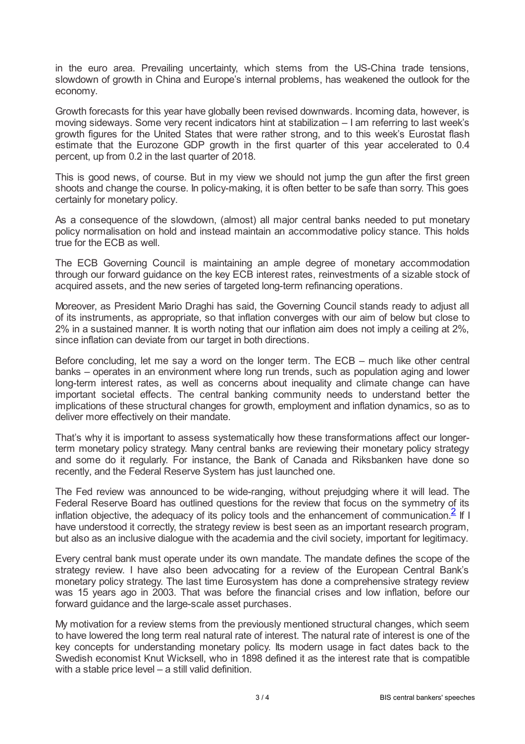in the euro area. Prevailing uncertainty, which stems from the US-China trade tensions, slowdown of growth in China and Europe's internal problems, has weakened the outlook for the economy.

Growth forecasts for this year have globally been revised downwards. Incoming data, however, is moving sideways. Some very recent indicators hint at stabilization – I am referring to last week's growth figures for the United States that were rather strong, and to this week's Eurostat flash estimate that the Eurozone GDP growth in the first quarter of this year accelerated to 0.4 percent, up from 0.2 in the last quarter of 2018.

This is good news, of course. But in my view we should not jump the gun after the first green shoots and change the course. In policy-making, it is often better to be safe than sorry. This goes certainly for monetary policy.

As a consequence of the slowdown, (almost) all major central banks needed to put monetary policy normalisation on hold and instead maintain an accommodative policy stance. This holds true for the ECB as well.

The ECB Governing Council is maintaining an ample degree of monetary accommodation through our forward guidance on the key ECB interest rates, reinvestments of a sizable stock of acquired assets, and the new series of targeted long-term refinancing operations.

Moreover, as President Mario Draghi has said, the Governing Council stands ready to adjust all of its instruments, as appropriate, so that inflation converges with our aim of below but close to 2% in a sustained manner. It is worth noting that our inflation aim does not imply a ceiling at 2%, since inflation can deviate from our target in both directions.

Before concluding, let me say a word on the longer term. The ECB – much like other central banks – operates in an environment where long run trends, such as population aging and lower long-term interest rates, as well as concerns about inequality and climate change can have important societal effects. The central banking community needs to understand better the implications of these structural changes for growth, employment and inflation dynamics, so as to deliver more effectively on their mandate.

That's why it is important to assess systematically how these transformations affect our longer-term monetary policy strategy. Many central banks are reviewing their monetary policy strategy and some do it regularly. For instance, the Bank of Canada and Riksbanken have done so recently, and the Federal Reserve System has just launched one.

The Fed review was announced to be wide-ranging, without prejudging where it will lead. The Federal Reserve Board has outlined questions for the review that focus on the symmetry of its inflation objective, the adequacy of its policy tools and the enhancement of communication.[2] If I have understood it correctly, the strategy review is best seen as an important research program, but also as an inclusive dialogue with the academia and the civil society, important for legitimacy.

Every central bank must operate under its own mandate. The mandate defines the scope of the strategy review. I have also been advocating for a review of the European Central Bank's monetary policy strategy. The last time Eurosystem has done a comprehensive strategy review was 15 years ago in 2003. That was before the financial crises and low inflation, before our forward guidance and the large-scale asset purchases.

My motivation for a review stems from the previously mentioned structural changes, which seem to have lowered the long term real natural rate of interest. The natural rate of interest is one of the key concepts for understanding monetary policy. Its modern usage in fact dates back to the Swedish economist Knut Wicksell, who in 1898 defined it as the interest rate that is compatible with a stable price level – a still valid definition.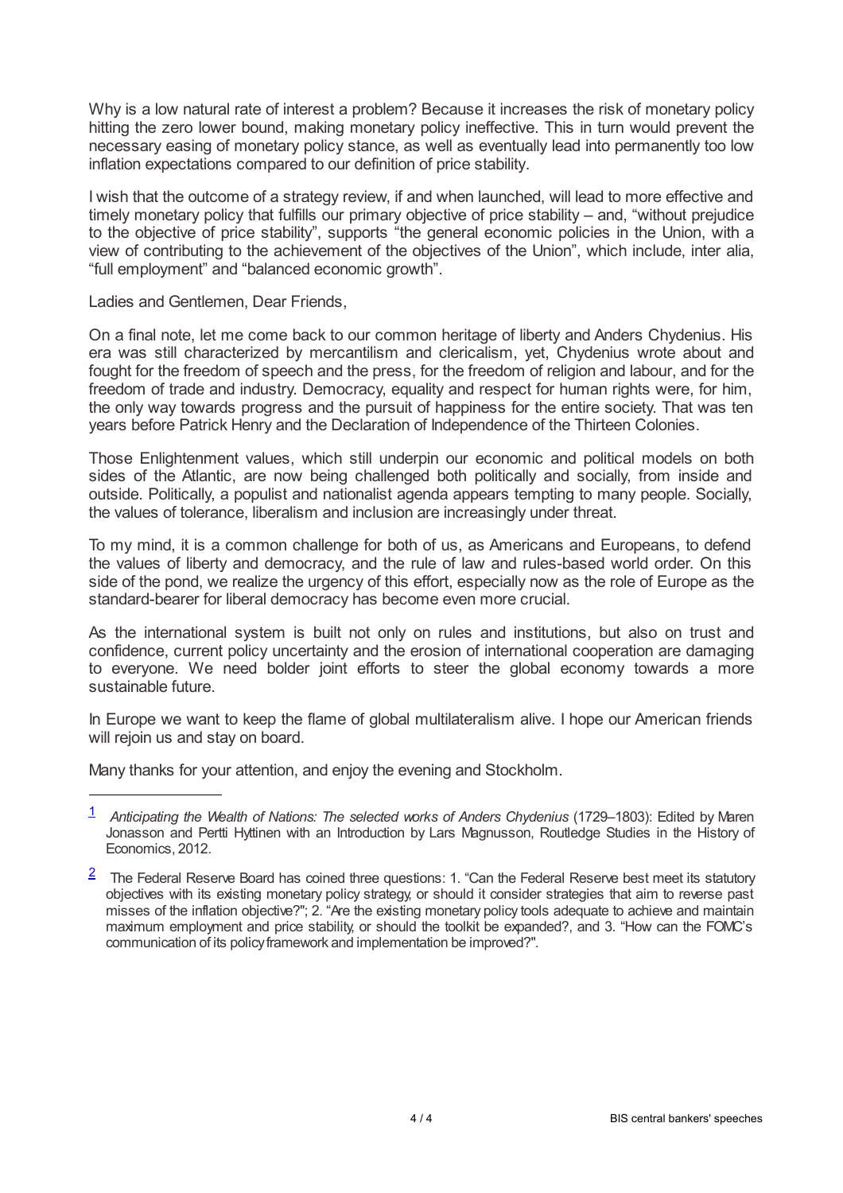Why is a low natural rate of interest a problem? Because it increases the risk of monetary policy hitting the zero lower bound, making monetary policy ineffective. This in turn would prevent the necessary easing of monetary policy stance, as well as eventually lead into permanently too low inflation expectations compared to our definition of price stability.

I wish that the outcome of a strategy review, if and when launched, will lead to more effective and timely monetary policy that fulfills our primary objective of price stability – and, "without prejudice to the objective of price stability", supports "the general economic policies in the Union, with a view of contributing to the achievement of the objectives of the Union", which include, inter alia, "full employment" and "balanced economic growth".

Ladies and Gentlemen, Dear Friends,

On a final note, let me come back to our common heritage of liberty and Anders Chydenius. His era was still characterized by mercantilism and clericalism, yet, Chydenius wrote about and fought for the freedom of speech and the press, for the freedom of religion and labour, and for the freedom of trade and industry. Democracy, equality and respect for human rights were, for him, the only way towards progress and the pursuit of happiness for the entire society. That was ten years before Patrick Henry and the Declaration of Independence of the Thirteen Colonies.

Those Enlightenment values, which still underpin our economic and political models on both sides of the Atlantic, are now being challenged both politically and socially, from inside and outside. Politically, a populist and nationalist agenda appears tempting to many people. Socially, the values of tolerance, liberalism and inclusion are increasingly under threat.

To my mind, it is a common challenge for both of us, as Americans and Europeans, to defend the values of liberty and democracy, and the rule of law and rules-based world order. On this side of the pond, we realize the urgency of this effort, especially now as the role of Europe as the standard-bearer for liberal democracy has become even more crucial.

As the international system is built not only on rules and institutions, but also on trust and confidence, current policy uncertainty and the erosion of international cooperation are damaging to everyone. We need bolder joint efforts to steer the global economy towards a more sustainable future.

In Europe we want to keep the flame of global multilateralism alive. I hope our American friends will rejoin us and stay on board.

Many thanks for your attention, and enjoy the evening and Stockholm.

---

[1] *Anticipating the Wealth of Nations: The selected works of Anders Chydenius* (1729–1803): Edited by Maren Jonasson and Pertti Hyttinen with an Introduction by Lars Magnusson, Routledge Studies in the History of Economics, 2012.

[2] The Federal Reserve Board has coined three questions: 1. "Can the Federal Reserve best meet its statutory objectives with its existing monetary policy strategy, or should it consider strategies that aim to reverse past misses of the inflation objective?"; 2. "Are the existing monetary policy tools adequate to achieve and maintain maximum employment and price stability, or should the toolkit be expanded?, and 3. "How can the FOMC's communication of its policy framework and implementation be improved?".